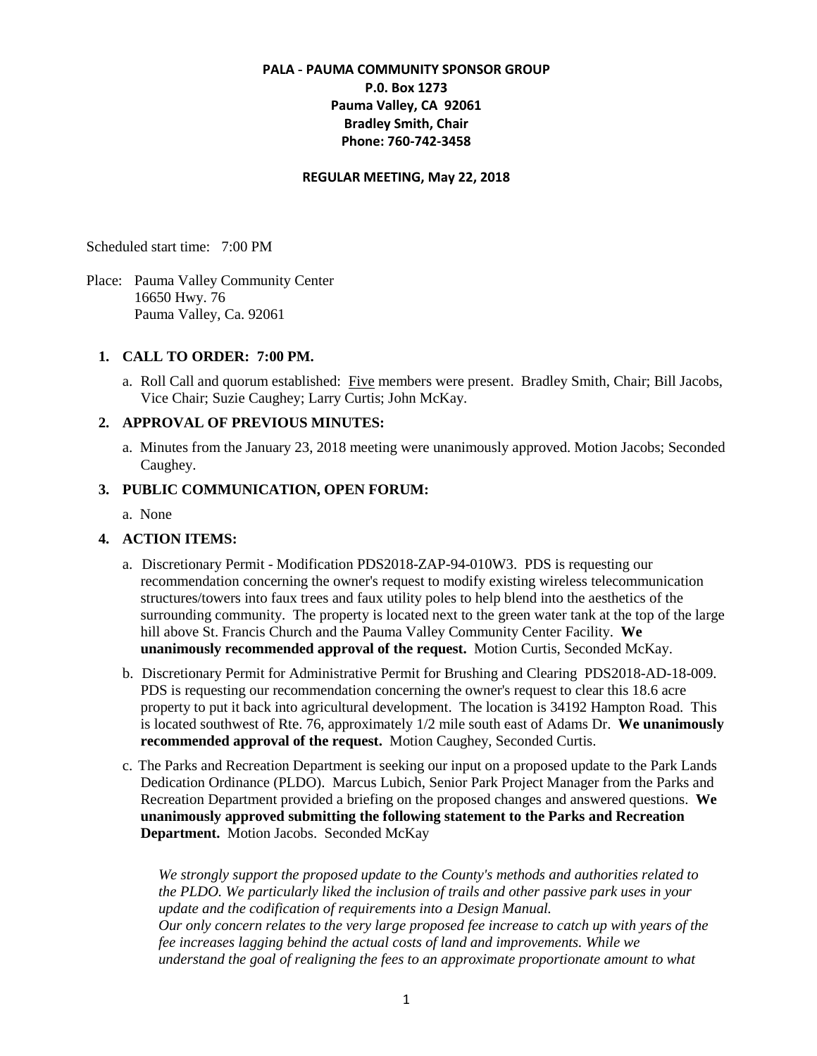**PALA - PAUMA COMMUNITY SPONSOR GROUP**
**P.0. Box 1273**
**Pauma Valley, CA 92061**
**Bradley Smith, Chair**
**Phone: 760-742-3458**

**REGULAR MEETING, May 22, 2018**

Scheduled start time: 7:00 PM

Place: Pauma Valley Community Center
16650 Hwy. 76
Pauma Valley, Ca. 92061

1. **CALL TO ORDER: 7:00 PM.**
   a. Roll Call and quorum established: Five members were present. Bradley Smith, Chair; Bill Jacobs, Vice Chair; Suzie Caughey; Larry Curtis; John McKay.

2. **APPROVAL OF PREVIOUS MINUTES:**
   a. Minutes from the January 23, 2018 meeting were unanimously approved. Motion Jacobs; Seconded Caughey.

3. **PUBLIC COMMUNICATION, OPEN FORUM:**
   a. None

4. **ACTION ITEMS:**
   a. Discretionary Permit - Modification PDS2018-ZAP-94-010W3. PDS is requesting our recommendation concerning the owner's request to modify existing wireless telecommunication structures/towers into faux trees and faux utility poles to help blend into the aesthetics of the surrounding community. The property is located next to the green water tank at the top of the large hill above St. Francis Church and the Pauma Valley Community Center Facility. **We unanimously recommended approval of the request.** Motion Curtis, Seconded McKay.

   b. Discretionary Permit for Administrative Permit for Brushing and Clearing PDS2018-AD-18-009. PDS is requesting our recommendation concerning the owner's request to clear this 18.6 acre property to put it back into agricultural development. The location is 34192 Hampton Road. This is located southwest of Rte. 76, approximately 1/2 mile south east of Adams Dr. **We unanimously recommended approval of the request.** Motion Caughey, Seconded Curtis.

   c. The Parks and Recreation Department is seeking our input on a proposed update to the Park Lands Dedication Ordinance (PLDO). Marcus Lubich, Senior Park Project Manager from the Parks and Recreation Department provided a briefing on the proposed changes and answered questions. **We unanimously approved submitting the following statement to the Parks and Recreation Department.** Motion Jacobs. Seconded McKay

   *We strongly support the proposed update to the County's methods and authorities related to the PLDO. We particularly liked the inclusion of trails and other passive park uses in your update and the codification of requirements into a Design Manual.*
   *Our only concern relates to the very large proposed fee increase to catch up with years of the fee increases lagging behind the actual costs of land and improvements. While we understand the goal of realigning the fees to an approximate proportionate amount to what*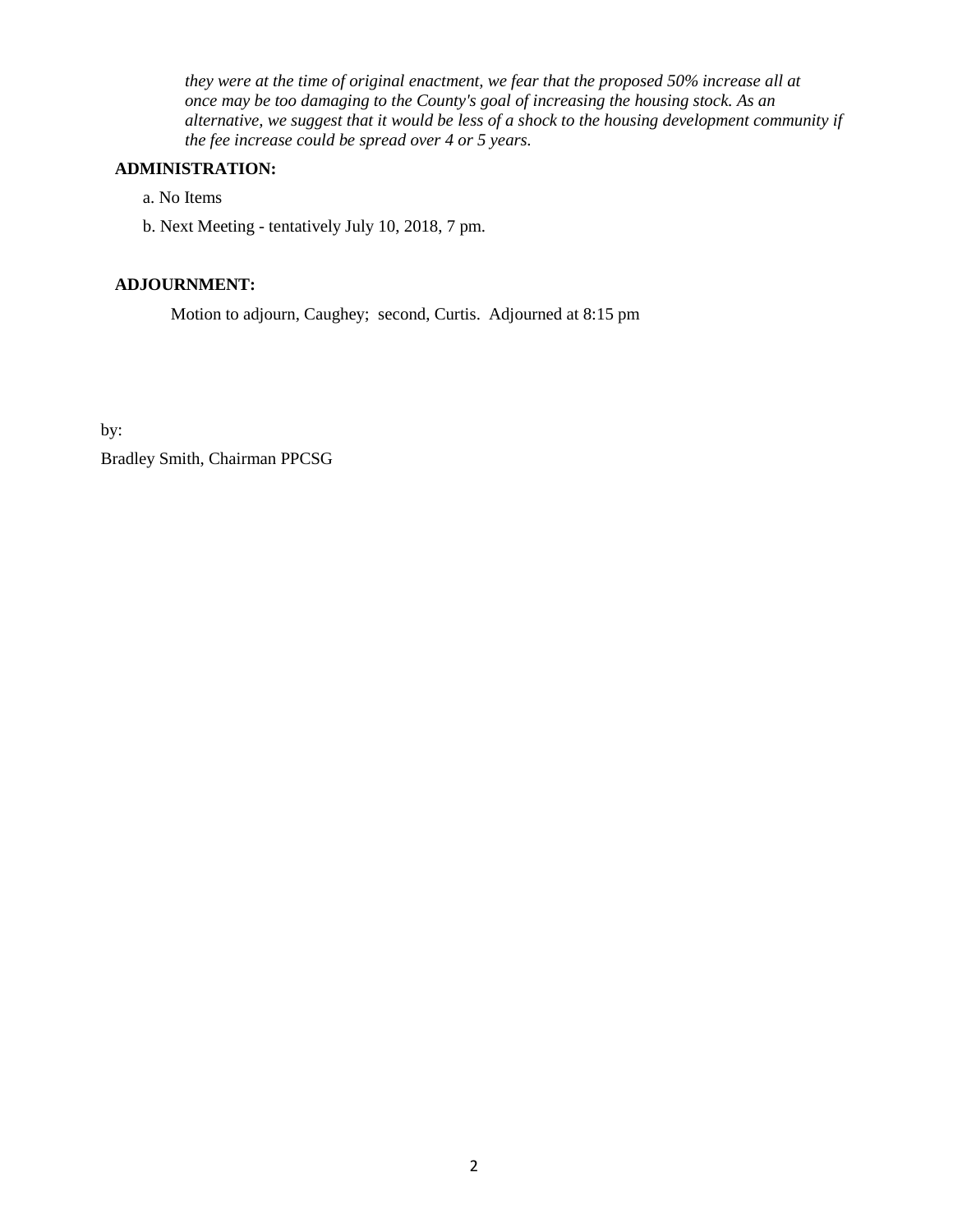*they were at the time of original enactment, we fear that the proposed 50% increase all at once may be too damaging to the County's goal of increasing the housing stock. As an alternative, we suggest that it would be less of a shock to the housing development community if the fee increase could be spread over 4 or 5 years.*

**ADMINISTRATION:**

a. No Items

b. Next Meeting - tentatively July 10, 2018, 7 pm.

**ADJOURNMENT:**

Motion to adjourn, Caughey; second, Curtis. Adjourned at 8:15 pm

by:

Bradley Smith, Chairman PPCSG